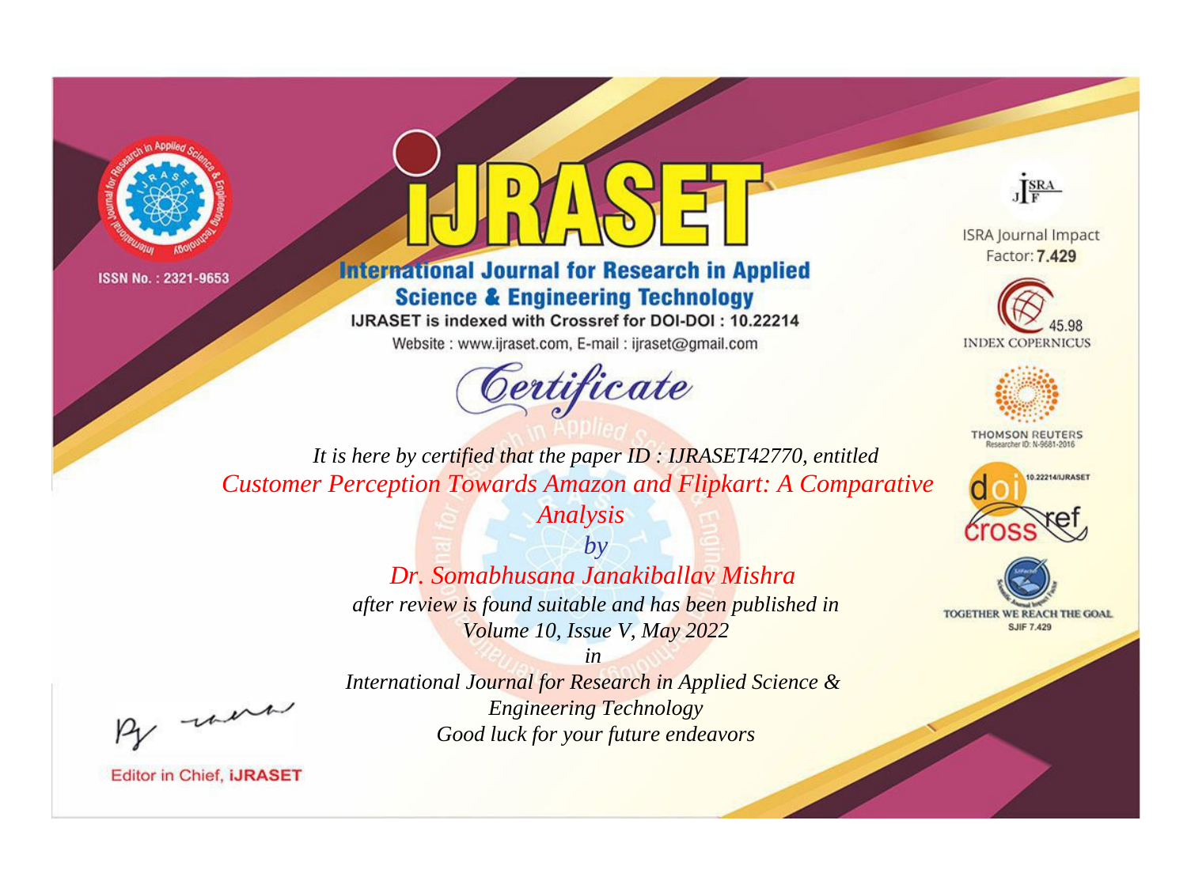ISSN No. : 2321-9653

# IJRASET

## International Journal for Research in Applied Science & Engineering Technology

IJRASET is indexed with Crossref for DOI-DOI : 10.22214

Website : www.ijraset.com, E-mail : ijraset@gmail.com

ISRA Journal Impact Factor: **7.429**

45.98 INDEX COPERNICUS

THOMSON REUTERS Researcher ID: N-9681-2016

10.22214/IJRASET

TOGETHER WE REACH THE GOAL SJIF 7.429

# *Certificate*

*It is here by certified that the paper ID : IJRASET42770, entitled*

*Customer Perception Towards Amazon and Flipkart: A Comparative Analysis*

*by*

*Dr. Somabhusana Janakiballav Mishra*

*after review is found suitable and has been published in*

*Volume 10, Issue V, May 2022*

*in*

*International Journal for Research in Applied Science & Engineering Technology*

*Good luck for your future endeavors*

Editor in Chief, **iJRASET**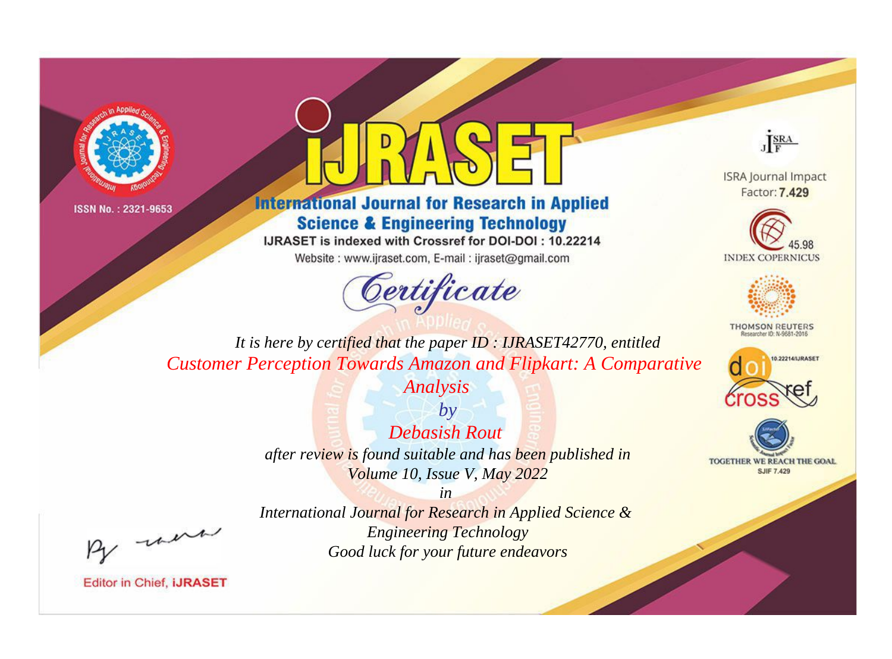ISSN No. : 2321-9653

# iJRASET

## International Journal for Research in Applied Science & Engineering Technology

IJRASET is indexed with Crossref for DOI-DOI : 10.22214

Website : www.ijraset.com, E-mail : ijraset@gmail.com

ISRA Journal Impact Factor: **7.429**

45.98 INDEX COPERNICUS

THOMSON REUTERS Researcher ID: N-9681-2016

10.22214/IJRASET

TOGETHER WE REACH THE GOAL SJIF 7.429

# *Certificate*

*It is here by certified that the paper ID : IJRASET42770, entitled*

*Customer Perception Towards Amazon and Flipkart: A Comparative Analysis*

*by*

*Debasish Rout*

*after review is found suitable and has been published in*

*Volume 10, Issue V, May 2022*

*in*

*International Journal for Research in Applied Science & Engineering Technology*

*Good luck for your future endeavors*

Editor in Chief, **iJRASET**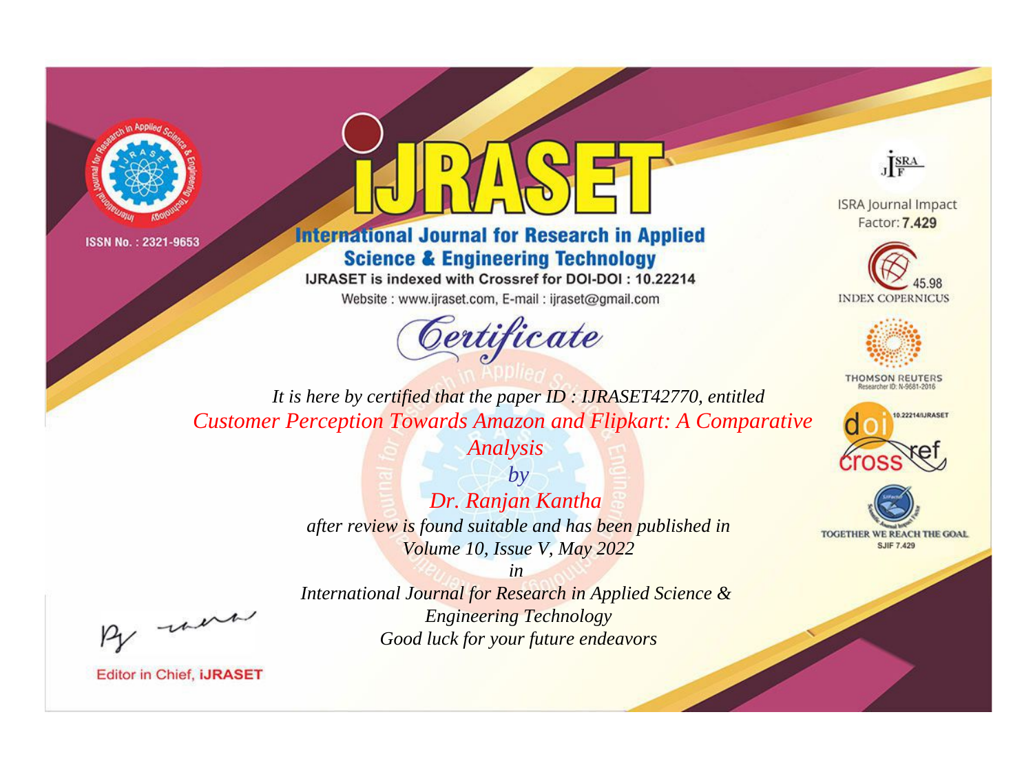ISSN No. : 2321-9653

# iJRASET

## International Journal for Research in Applied Science & Engineering Technology

IJRASET is indexed with Crossref for DOI-DOI : 10.22214

Website : www.ijraset.com, E-mail : ijraset@gmail.com

ISRA Journal Impact Factor: **7.429**

45.98 INDEX COPERNICUS

THOMSON REUTERS Researcher ID: N-9681-2016

10.22214/IJRASET

TOGETHER WE REACH THE GOAL SJIF 7.429

# *Certificate*

*It is here by certified that the paper ID : IJRASET42770, entitled*

*Customer Perception Towards Amazon and Flipkart: A Comparative Analysis*

*by*

*Dr. Ranjan Kantha*

*after review is found suitable and has been published in*

*Volume 10, Issue V, May 2022*

*in*

*International Journal for Research in Applied Science & Engineering Technology*

*Good luck for your future endeavors*

Editor in Chief, **iJRASET**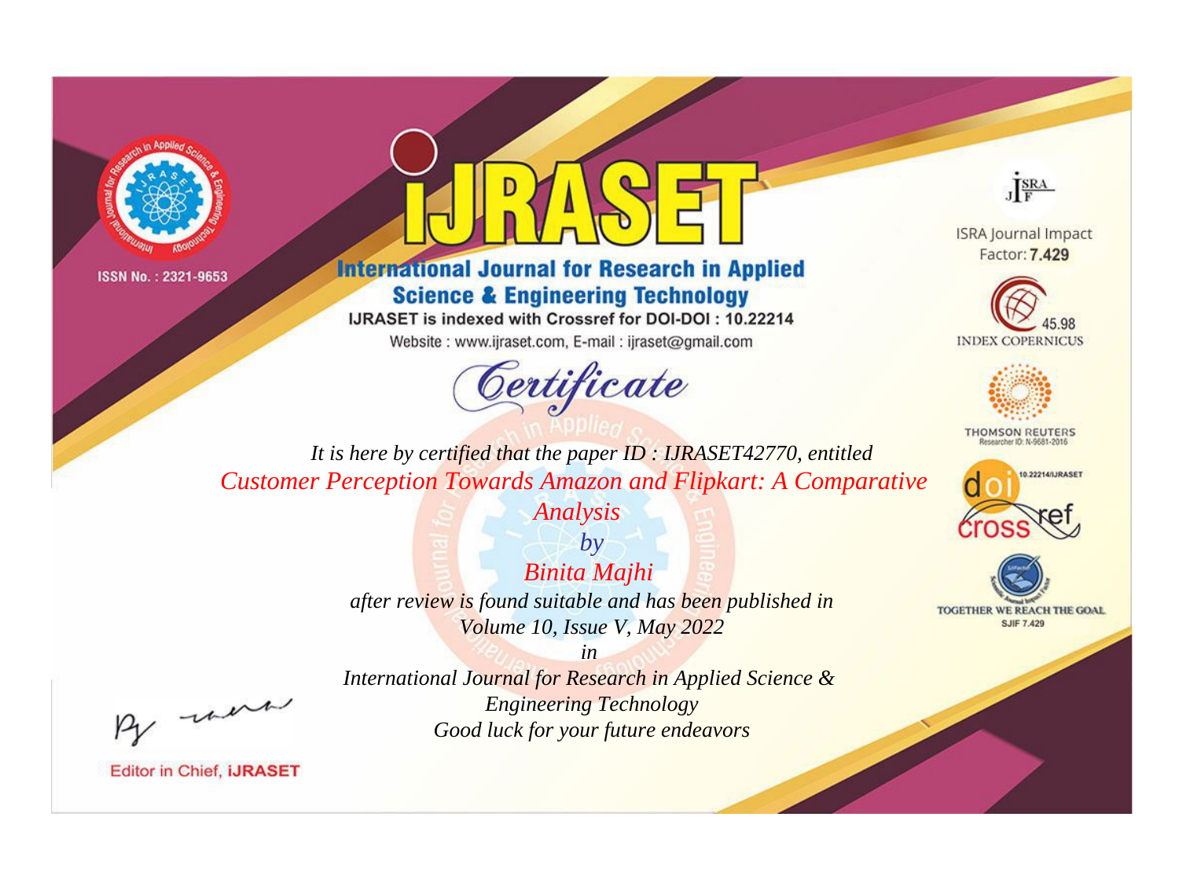ISSN No. : 2321-9653

# iJRASET

## International Journal for Research in Applied Science & Engineering Technology

IJRASET is indexed with Crossref for DOI-DOI : 10.22214

Website : www.ijraset.com, E-mail : ijraset@gmail.com

*Certificate*

*It is here by certified that the paper ID : IJRASET42770, entitled*

*Customer Perception Towards Amazon and Flipkart: A Comparative Analysis*

*by*

*Binita Majhi*

*after review is found suitable and has been published in*

*Volume 10, Issue V, May 2022*

*in*

*International Journal for Research in Applied Science & Engineering Technology*

*Good luck for your future endeavors*

ISRA Journal Impact Factor: **7.429**

45.98 INDEX COPERNICUS

THOMSON REUTERS Researcher ID: N-9681-2016

10.22214/IJRASET

TOGETHER WE REACH THE GOAL SJIF 7.429

Editor in Chief, **iJRASET**